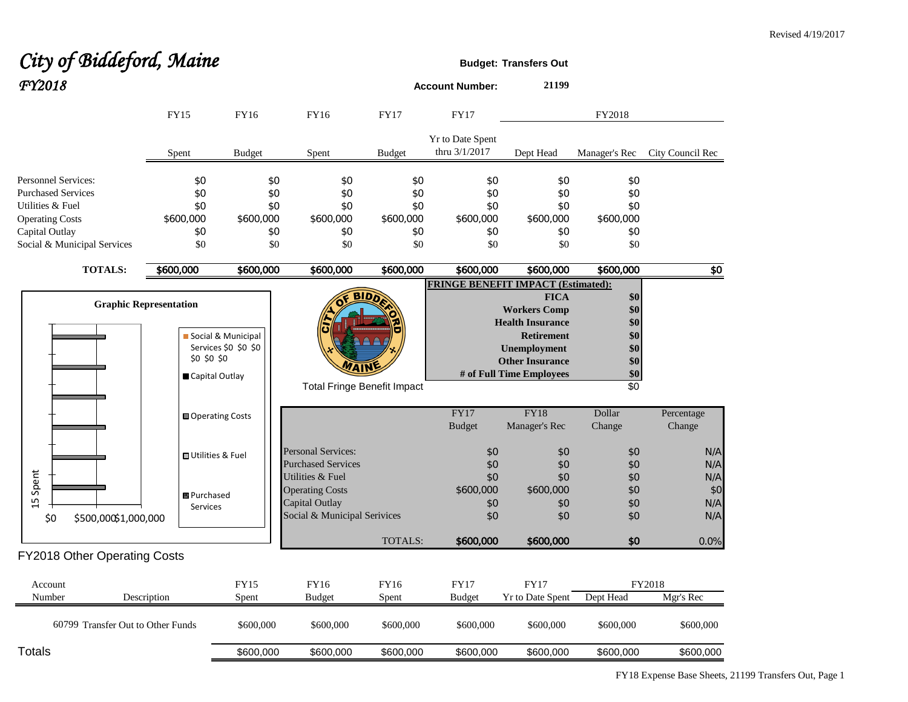Revised 4/19/2017

# *City of Biddeford, Maine*
## *FY2018*

**Budget: Transfers Out**

**Account Number: 21199**

| | FY15 | FY16 | FY16 | FY17 | FY17 | FY2018 | | |
|---|---|---|---|---|---|---|---|---|
| | Spent | Budget | Spent | Budget | Yr to Date Spent thru 3/1/2017 | Dept Head | Manager's Rec | City Council Rec |
| Personnel Services: | $0 | $0 | $0 | $0 | $0 | $0 | $0 | |
| Purchased Services | $0 | $0 | $0 | $0 | $0 | $0 | $0 | |
| Utilities & Fuel | $0 | $0 | $0 | $0 | $0 | $0 | $0 | |
| Operating Costs | $600,000 | $600,000 | $600,000 | $600,000 | $600,000 | $600,000 | $600,000 | |
| Capital Outlay | $0 | $0 | $0 | $0 | $0 | $0 | $0 | |
| Social & Municipal Services | $0 | $0 | $0 | $0 | $0 | $0 | $0 | |
| **TOTALS:** | $600,000 | $600,000 | $600,000 | $600,000 | $600,000 | $600,000 | $600,000 | $0 |

**Graphic Representation**

**FRINGE BENEFIT IMPACT (Estimated):**

| | |
|---|---|
| **FICA** | $0 |
| **Workers Comp** | $0 |
| **Health Insurance** | $0 |
| **Retirement** | $0 |
| **Unemployment** | $0 |
| **Other Insurance** | $0 |
| **# of Full Time Employees** | $0 |
| Total Fringe Benefit Impact | $0 |

| | FY17 Budget | FY18 Manager's Rec | Dollar Change | Percentage Change |
|---|---|---|---|---|
| Personal Services: | $0 | $0 | $0 | N/A |
| Purchased Services | $0 | $0 | $0 | N/A |
| Utilities & Fuel | $0 | $0 | $0 | N/A |
| Operating Costs | $600,000 | $600,000 | $0 | $0 |
| Capital Outlay | $0 | $0 | $0 | N/A |
| Social & Municipal Serivices | $0 | $0 | $0 | N/A |
| TOTALS: | $600,000 | $600,000 | $0 | 0.0% |

## FY2018 Other Operating Costs

| Account Number | Description | FY15 Spent | FY16 Budget | FY16 Spent | FY17 Budget | FY17 Yr to Date Spent | FY2018 Dept Head | FY2018 Mgr's Rec |
|---|---|---|---|---|---|---|---|---|
| 60799 | Transfer Out to Other Funds | $600,000 | $600,000 | $600,000 | $600,000 | $600,000 | $600,000 | $600,000 |
| Totals | | $600,000 | $600,000 | $600,000 | $600,000 | $600,000 | $600,000 | $600,000 |

FY18 Expense Base Sheets, 21199 Transfers Out, Page 1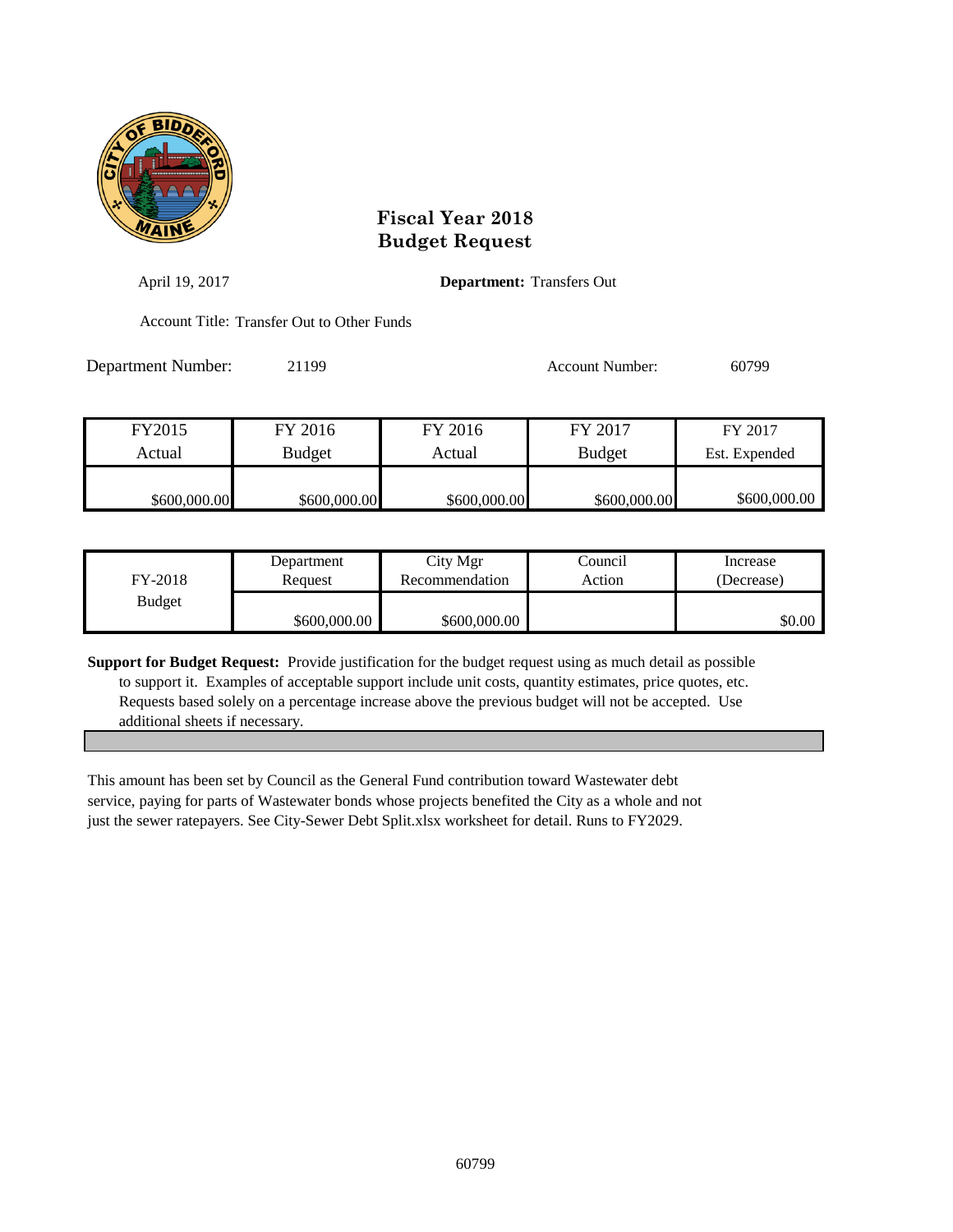# Fiscal Year 2018
# Budget Request

April 19, 2017

**Department:** Transfers Out

Account Title: Transfer Out to Other Funds

Department Number: 21199

Account Number: 60799

| FY2015 Actual | FY 2016 Budget | FY 2016 Actual | FY 2017 Budget | FY 2017 Est. Expended |
|---|---|---|---|---|
| $600,000.00 | $600,000.00 | $600,000.00 | $600,000.00 | $600,000.00 |

| FY-2018 Budget | Department Request | City Mgr Recommendation | Council Action | Increase (Decrease) |
|---|---|---|---|---|
| | $600,000.00 | $600,000.00 | | $0.00 |

**Support for Budget Request:** Provide justification for the budget request using as much detail as possible to support it. Examples of acceptable support include unit costs, quantity estimates, price quotes, etc. Requests based solely on a percentage increase above the previous budget will not be accepted. Use additional sheets if necessary.

This amount has been set by Council as the General Fund contribution toward Wastewater debt service, paying for parts of Wastewater bonds whose projects benefited the City as a whole and not just the sewer ratepayers. See City-Sewer Debt Split.xlsx worksheet for detail. Runs to FY2029.